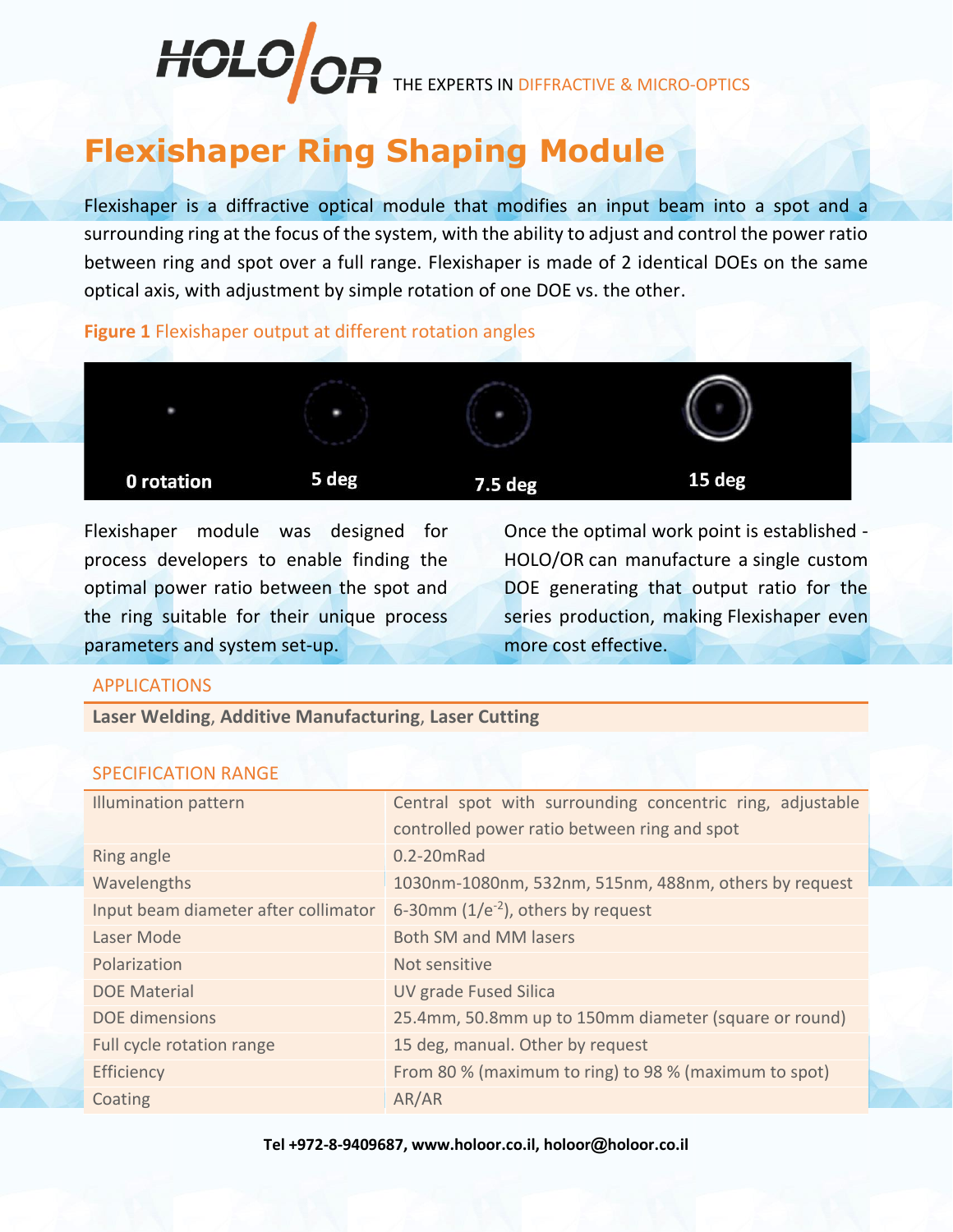HOLO/OR THE EXPERTS IN DIFFRACTIVE & MICRO-OPTICS

# Flexishaper Ring Shaping Module

Flexishaper is a diffractive optical module that modifies an input beam into a spot and a surrounding ring at the focus of the system, with the ability to adjust and control the power ratio between ring and spot over a full range. Flexishaper is made of 2 identical DOEs on the same optical axis, with adjustment by simple rotation of one DOE vs. the other.

**Figure 1** Flexishaper output at different rotation angles

0 rotation | 5 deg | 7.5 deg | 15 deg

Flexishaper module was designed for process developers to enable finding the optimal power ratio between the spot and the ring suitable for their unique process parameters and system set-up.

Once the optimal work point is established - HOLO/OR can manufacture a single custom DOE generating that output ratio for the series production, making Flexishaper even more cost effective.

## APPLICATIONS

**Laser Welding**, **Additive Manufacturing**, **Laser Cutting**

## SPECIFICATION RANGE

| | |
|---|---|
| Illumination pattern | Central spot with surrounding concentric ring, adjustable controlled power ratio between ring and spot |
| Ring angle | 0.2-20mRad |
| Wavelengths | 1030nm-1080nm, 532nm, 515nm, 488nm, others by request |
| Input beam diameter after collimator | 6-30mm ($1/e^{-2}$), others by request |
| Laser Mode | Both SM and MM lasers |
| Polarization | Not sensitive |
| DOE Material | UV grade Fused Silica |
| DOE dimensions | 25.4mm, 50.8mm up to 150mm diameter (square or round) |
| Full cycle rotation range | 15 deg, manual. Other by request |
| Efficiency | From 80 % (maximum to ring) to 98 % (maximum to spot) |
| Coating | AR/AR |

**Tel +972-8-9409687, www.holoor.co.il, holoor@holoor.co.il**